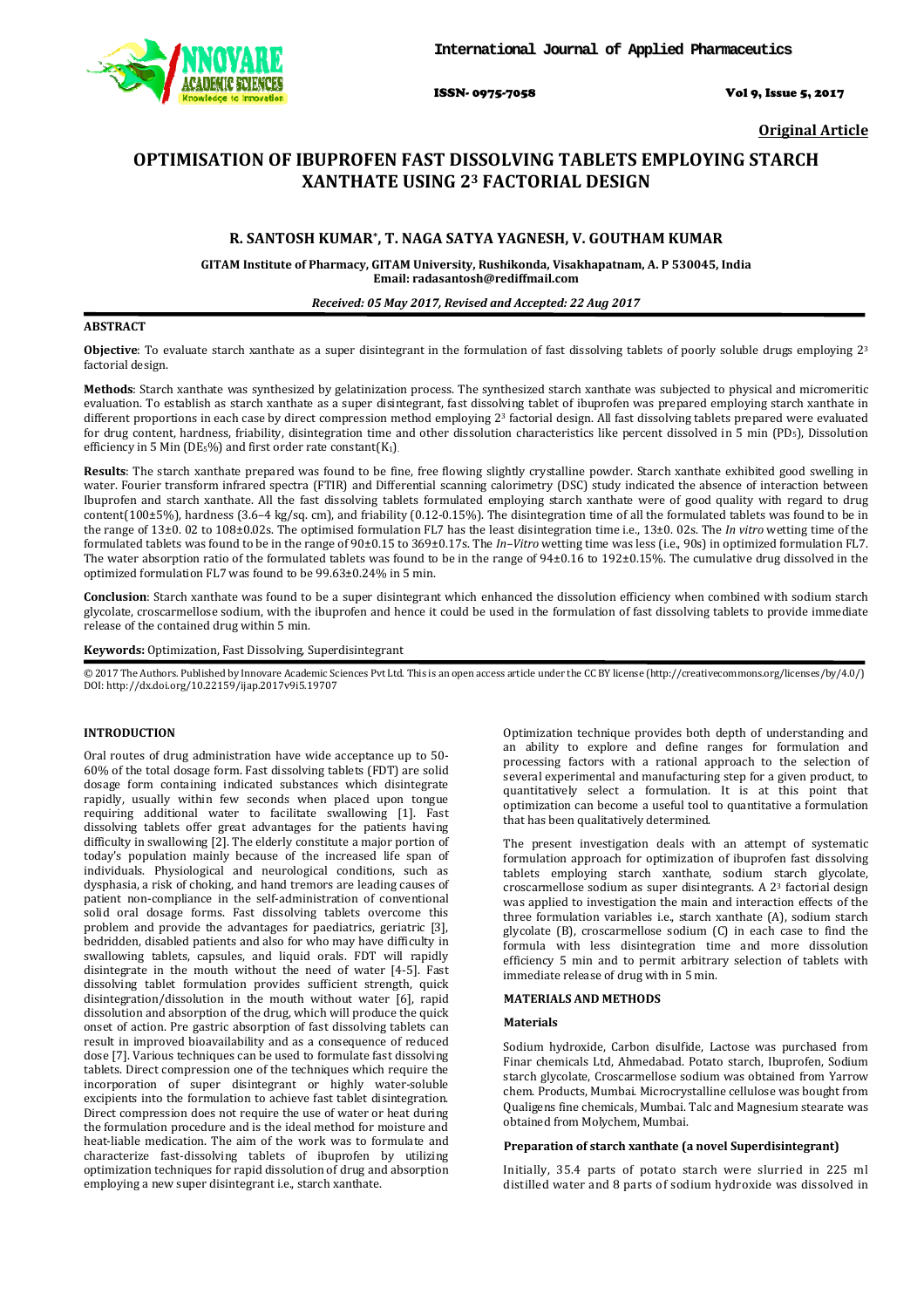Original Article

# OPTIMISATION OF IBUPROFEN FAST DISSOLVING TABLETS EMPLOYING STARCH XANTHATE USING $2^3$ FACTORIAL DESIGN

**R. SANTOSH KUMAR*, T. NAGA SATYA YAGNESH, V. GOUTHAM KUMAR**

**GITAM Institute of Pharmacy, GITAM University, Rushikonda, Visakhapatnam, A. P 530045, India**
**Email: radasantosh@rediffmail.com**

*Received: 05 May 2017, Revised and Accepted: 22 Aug 2017*

## ABSTRACT

**Objective**: To evaluate starch xanthate as a super disintegrant in the formulation of fast dissolving tablets of poorly soluble drugs employing $2^3$ factorial design.

**Methods**: Starch xanthate was synthesized by gelatinization process. The synthesized starch xanthate was subjected to physical and micromeritic evaluation. To establish as starch xanthate as a super disintegrant, fast dissolving tablet of ibuprofen was prepared employing starch xanthate in different proportions in each case by direct compression method employing $2^3$ factorial design. All fast dissolving tablets prepared were evaluated for drug content, hardness, friability, disintegration time and other dissolution characteristics like percent dissolved in 5 min ($PD_5$), Dissolution efficiency in 5 Min ($DE_5$%) and first order rate constant ($K_1$).

**Results**: The starch xanthate prepared was found to be fine, free flowing slightly crystalline powder. Starch xanthate exhibited good swelling in water. Fourier transform infrared spectra (FTIR) and Differential scanning calorimetry (DSC) study indicated the absence of interaction between Ibuprofen and starch xanthate. All the fast dissolving tablets formulated employing starch xanthate were of good quality with regard to drug content(100±5%), hardness (3.6–4 kg/sq. cm), and friability (0.12-0.15%). The disintegration time of all the formulated tablets was found to be in the range of 13±0. 02 to 108±0.02s. The optimised formulation FL7 has the least disintegration time i.e., 13±0. 02s. The *In vitro* wetting time of the formulated tablets was found to be in the range of 90±0.15 to 369±0.17s. The *In–Vitro* wetting time was less (i.e., 90s) in optimized formulation FL7. The water absorption ratio of the formulated tablets was found to be in the range of 94±0.16 to 192±0.15%. The cumulative drug dissolved in the optimized formulation FL7 was found to be 99.63±0.24% in 5 min.

**Conclusion**: Starch xanthate was found to be a super disintegrant which enhanced the dissolution efficiency when combined with sodium starch glycolate, croscarmellose sodium, with the ibuprofen and hence it could be used in the formulation of fast dissolving tablets to provide immediate release of the contained drug within 5 min.

**Keywords:** Optimization, Fast Dissolving, Superdisintegrant

© 2017 The Authors. Published by Innovare Academic Sciences Pvt Ltd. This is an open access article under the CC BY license (http://creativecommons.org/licenses/by/4.0/)
DOI: http://dx.doi.org/10.22159/ijap.2017v9i5.19707

## INTRODUCTION

Oral routes of drug administration have wide acceptance up to 50-60% of the total dosage form. Fast dissolving tablets (FDT) are solid dosage form containing indicated substances which disintegrate rapidly, usually within few seconds when placed upon tongue requiring additional water to facilitate swallowing [1]. Fast dissolving tablets offer great advantages for the patients having difficulty in swallowing [2]. The elderly constitute a major portion of today's population mainly because of the increased life span of individuals. Physiological and neurological conditions, such as dysphasia, a risk of choking, and hand tremors are leading causes of patient non-compliance in the self-administration of conventional solid oral dosage forms. Fast dissolving tablets overcome this problem and provide the advantages for paediatrics, geriatric [3], bedridden, disabled patients and also for who may have difficulty in swallowing tablets, capsules, and liquid orals. FDT will rapidly disintegrate in the mouth without the need of water [4-5]. Fast dissolving tablet formulation provides sufficient strength, quick disintegration/dissolution in the mouth without water [6], rapid dissolution and absorption of the drug, which will produce the quick onset of action. Pre gastric absorption of fast dissolving tablets can result in improved bioavailability and as a consequence of reduced dose [7]. Various techniques can be used to formulate fast dissolving tablets. Direct compression one of the techniques which require the incorporation of super disintegrant or highly water-soluble excipients into the formulation to achieve fast tablet disintegration. Direct compression does not require the use of water or heat during the formulation procedure and is the ideal method for moisture and heat-liable medication. The aim of the work was to formulate and characterize fast-dissolving tablets of ibuprofen by utilizing optimization techniques for rapid dissolution of drug and absorption employing a new super disintegrant i.e., starch xanthate.

Optimization technique provides both depth of understanding and an ability to explore and define ranges for formulation and processing factors with a rational approach to the selection of several experimental and manufacturing step for a given product, to quantitatively select a formulation. It is at this point that optimization can become a useful tool to quantitative a formulation that has been qualitatively determined.

The present investigation deals with an attempt of systematic formulation approach for optimization of ibuprofen fast dissolving tablets employing starch xanthate, sodium starch glycolate, croscarmellose sodium as super disintegrants. A $2^3$ factorial design was applied to investigation the main and interaction effects of the three formulation variables i.e., starch xanthate (A), sodium starch glycolate (B), croscarmellose sodium (C) in each case to find the formula with less disintegration time and more dissolution efficiency 5 min and to permit arbitrary selection of tablets with immediate release of drug with in 5 min.

## MATERIALS AND METHODS

### Materials

Sodium hydroxide, Carbon disulfide, Lactose was purchased from Finar chemicals Ltd, Ahmedabad. Potato starch, Ibuprofen, Sodium starch glycolate, Croscarmellose sodium was obtained from Yarrow chem. Products, Mumbai. Microcrystalline cellulose was bought from Qualigens fine chemicals, Mumbai. Talc and Magnesium stearate was obtained from Molychem, Mumbai.

### Preparation of starch xanthate (a novel Superdisintegrant)

Initially, 35.4 parts of potato starch were slurried in 225 ml distilled water and 8 parts of sodium hydroxide was dissolved in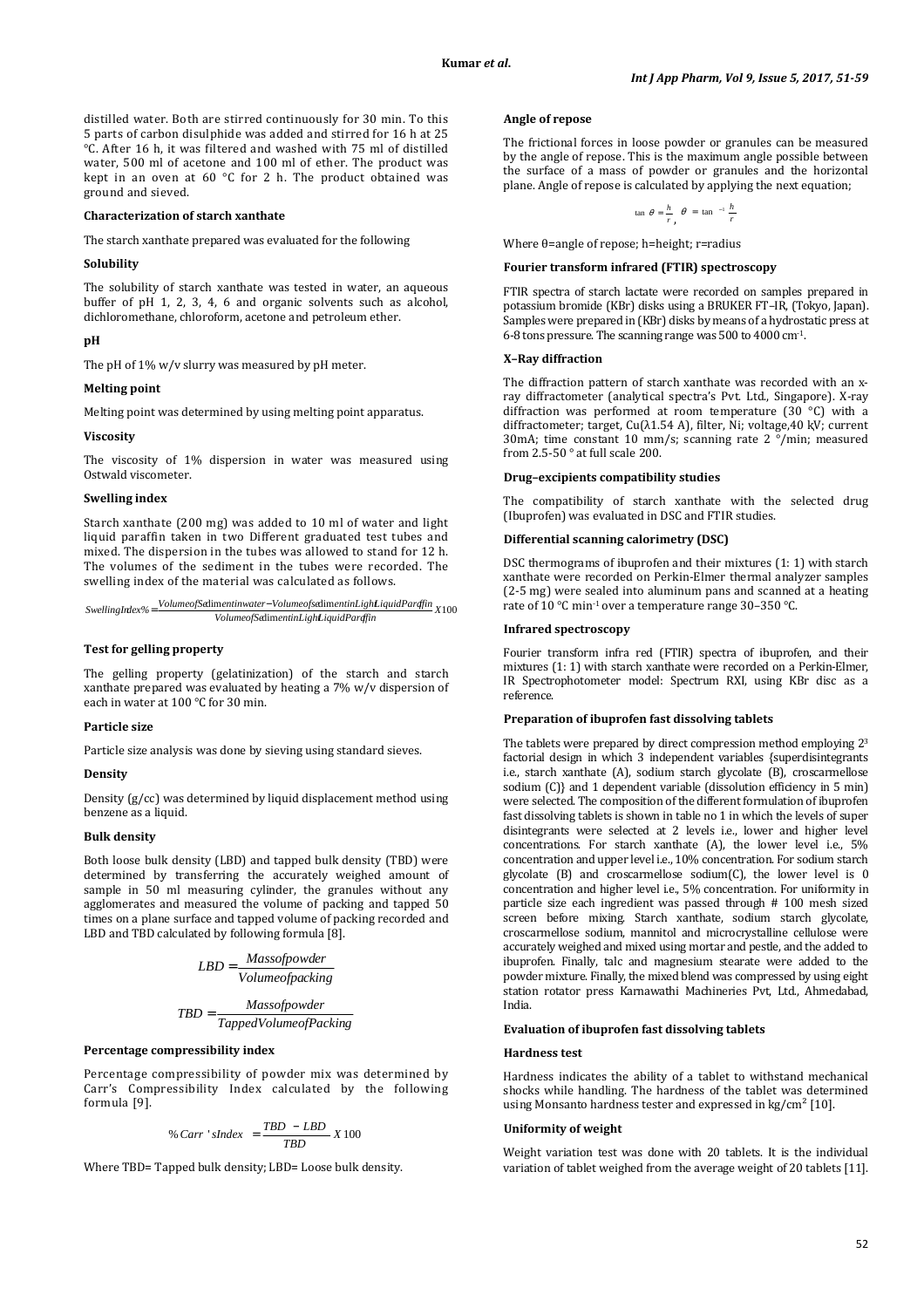distilled water. Both are stirred continuously for 30 min. To this 5 parts of carbon disulphide was added and stirred for 16 h at 25 °C. After 16 h, it was filtered and washed with 75 ml of distilled water, 500 ml of acetone and 100 ml of ether. The product was kept in an oven at 60 °C for 2 h. The product obtained was ground and sieved.

**Characterization of starch xanthate**

The starch xanthate prepared was evaluated for the following

**Solubility**

The solubility of starch xanthate was tested in water, an aqueous buffer of pH 1, 2, 3, 4, 6 and organic solvents such as alcohol, dichloromethane, chloroform, acetone and petroleum ether.

**pH**

The pH of 1% w/v slurry was measured by pH meter.

**Melting point**

Melting point was determined by using melting point apparatus.

**Viscosity**

The viscosity of 1% dispersion in water was measured using Ostwald viscometer.

**Swelling index**

Starch xanthate (200 mg) was added to 10 ml of water and light liquid paraffin taken in two Different graduated test tubes and mixed. The dispersion in the tubes was allowed to stand for 12 h. The volumes of the sediment in the tubes were recorded. The swelling index of the material was calculated as follows.

$$SwellingIndex\% = \frac{VolumeofSedimentinwater - VolumeofsedimentinLightLiquidParaffin}{VolumeofSedimentinLightLiquidParaffin} X 100$$

**Test for gelling property**

The gelling property (gelatinization) of the starch and starch xanthate prepared was evaluated by heating a 7% w/v dispersion of each in water at 100 °C for 30 min.

**Particle size**

Particle size analysis was done by sieving using standard sieves.

**Density**

Density (g/cc) was determined by liquid displacement method using benzene as a liquid.

**Bulk density**

Both loose bulk density (LBD) and tapped bulk density (TBD) were determined by transferring the accurately weighed amount of sample in 50 ml measuring cylinder, the granules without any agglomerates and measured the volume of packing and tapped 50 times on a plane surface and tapped volume of packing recorded and LBD and TBD calculated by following formula [8].

$$LBD = \frac{Massofpowder}{Volumeofpacking}$$

$$TBD = \frac{Massofpowder}{TappedVolumeofPacking}$$

**Percentage compressibility index**

Percentage compressibility of powder mix was determined by Carr's Compressibility Index calculated by the following formula [9].

$$\%Carr'sIndex = \frac{TBD - LBD}{TBD} X 100$$

Where TBD= Tapped bulk density; LBD= Loose bulk density.

**Angle of repose**

The frictional forces in loose powder or granules can be measured by the angle of repose. This is the maximum angle possible between the surface of a mass of powder or granules and the horizontal plane. Angle of repose is calculated by applying the next equation;

$$\tan\theta = \frac{h}{r}, \quad \theta = \tan^{-1}\frac{h}{r}$$

Where θ=angle of repose; h=height; r=radius

**Fourier transform infrared (FTIR) spectroscopy**

FTIR spectra of starch lactate were recorded on samples prepared in potassium bromide (KBr) disks using a BRUKER FT–IR, (Tokyo, Japan). Samples were prepared in (KBr) disks by means of a hydrostatic press at 6-8 tons pressure. The scanning range was 500 to 4000 $cm^{-1}$.

**X–Ray diffraction**

The diffraction pattern of starch xanthate was recorded with an x-ray diffractometer (analytical spectra's Pvt. Ltd., Singapore). X-ray diffraction was performed at room temperature (30 °C) with a diffractometer; target, Cu(λ1.54 A), filter, Ni; voltage,40 kV; current 30mA; time constant 10 mm/s; scanning rate 2 °/min; measured from 2.5-50 ° at full scale 200.

**Drug–excipients compatibility studies**

The compatibility of starch xanthate with the selected drug (Ibuprofen) was evaluated in DSC and FTIR studies.

**Differential scanning calorimetry (DSC)**

DSC thermograms of ibuprofen and their mixtures (1: 1) with starch xanthate were recorded on Perkin-Elmer thermal analyzer samples (2-5 mg) were sealed into aluminum pans and scanned at a heating rate of 10 °C $min^{-1}$ over a temperature range 30–350 °C.

**Infrared spectroscopy**

Fourier transform infra red (FTIR) spectra of ibuprofen, and their mixtures (1: 1) with starch xanthate were recorded on a Perkin-Elmer, IR Spectrophotometer model: Spectrum RXI, using KBr disc as a reference.

**Preparation of ibuprofen fast dissolving tablets**

The tablets were prepared by direct compression method employing $2^3$ factorial design in which 3 independent variables {superdisintegrants i.e., starch xanthate (A), sodium starch glycolate (B), croscarmellose sodium (C)} and 1 dependent variable (dissolution efficiency in 5 min) were selected. The composition of the different formulation of ibuprofen fast dissolving tablets is shown in table no 1 in which the levels of super disintegrants were selected at 2 levels i.e., lower and higher level concentrations. For starch xanthate (A), the lower level i.e., 5% concentration and upper level i.e., 10% concentration. For sodium starch glycolate (B) and croscarmellose sodium(C), the lower level is 0 concentration and higher level i.e., 5% concentration. For uniformity in particle size each ingredient was passed through # 100 mesh sized screen before mixing. Starch xanthate, sodium starch glycolate, croscarmellose sodium, mannitol and microcrystalline cellulose were accurately weighed and mixed using mortar and pestle, and the added to ibuprofen. Finally, talc and magnesium stearate were added to the powder mixture. Finally, the mixed blend was compressed by using eight station rotator press Karnawathi Machineries Pvt, Ltd., Ahmedabad, India.

**Evaluation of ibuprofen fast dissolving tablets**

**Hardness test**

Hardness indicates the ability of a tablet to withstand mechanical shocks while handling. The hardness of the tablet was determined using Monsanto hardness tester and expressed in $kg/cm^2$ [10].

**Uniformity of weight**

Weight variation test was done with 20 tablets. It is the individual variation of tablet weighed from the average weight of 20 tablets [11].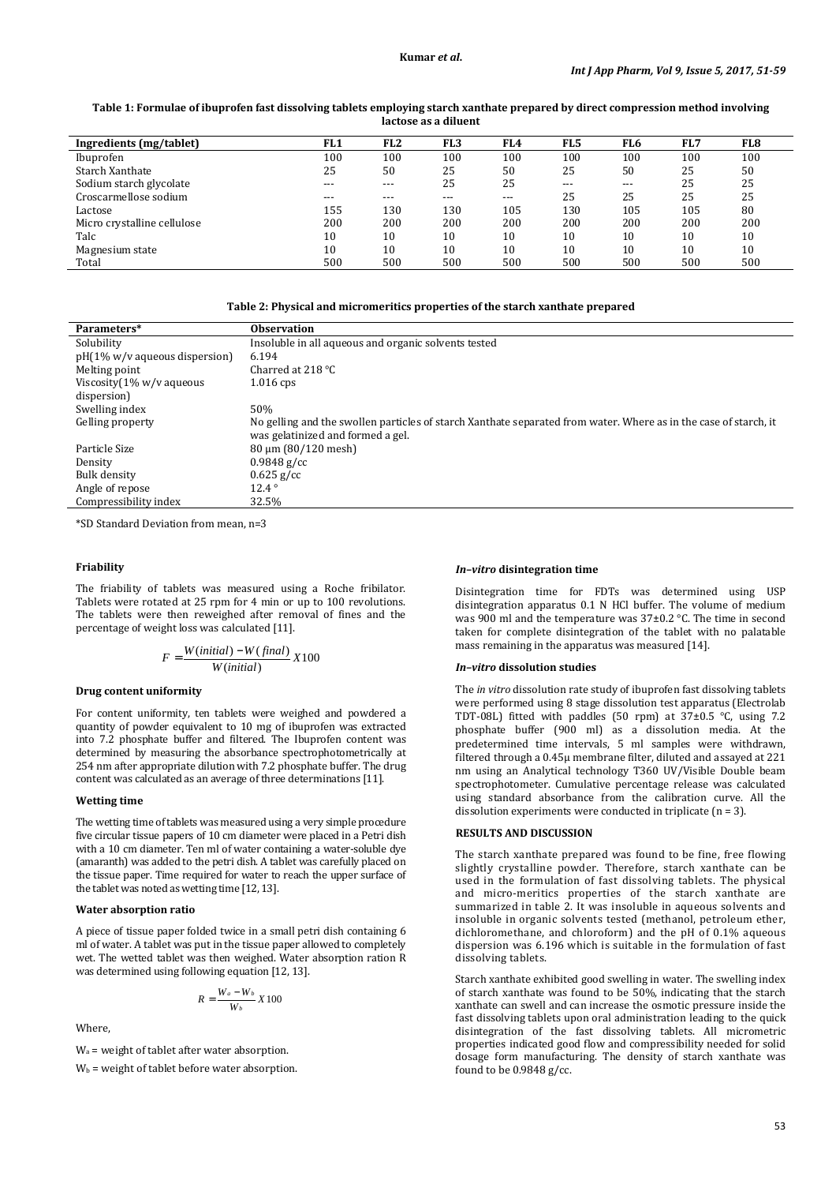**Table 1: Formulae of ibuprofen fast dissolving tablets employing starch xanthate prepared by direct compression method involving lactose as a diluent**

| Ingredients (mg/tablet) | FL1 | FL2 | FL3 | FL4 | FL5 | FL6 | FL7 | FL8 |
|---|---|---|---|---|---|---|---|---|
| Ibuprofen | 100 | 100 | 100 | 100 | 100 | 100 | 100 | 100 |
| Starch Xanthate | 25 | 50 | 25 | 50 | 25 | 50 | 25 | 50 |
| Sodium starch glycolate | --- | --- | 25 | 25 | --- | --- | 25 | 25 |
| Croscarmellose sodium | --- | --- | --- | --- | 25 | 25 | 25 | 25 |
| Lactose | 155 | 130 | 130 | 105 | 130 | 105 | 105 | 80 |
| Micro crystalline cellulose | 200 | 200 | 200 | 200 | 200 | 200 | 200 | 200 |
| Talc | 10 | 10 | 10 | 10 | 10 | 10 | 10 | 10 |
| Magnesium state | 10 | 10 | 10 | 10 | 10 | 10 | 10 | 10 |
| Total | 500 | 500 | 500 | 500 | 500 | 500 | 500 | 500 |

**Table 2: Physical and micromeritics properties of the starch xanthate prepared**

| Parameters* | Observation |
|---|---|
| Solubility | Insoluble in all aqueous and organic solvents tested |
| pH(1% w/v aqueous dispersion) | 6.194 |
| Melting point | Charred at 218 °C |
| Viscosity(1% w/v aqueous dispersion) | 1.016 cps |
| Swelling index | 50% |
| Gelling property | No gelling and the swollen particles of starch Xanthate separated from water. Where as in the case of starch, it was gelatinized and formed a gel. |
| Particle Size | 80 µm (80/120 mesh) |
| Density | 0.9848 g/cc |
| Bulk density | 0.625 g/cc |
| Angle of repose | 12.4 ° |
| Compressibility index | 32.5% |

*SD Standard Deviation from mean, n=3

#### Friability

The friability of tablets was measured using a Roche fribilator. Tablets were rotated at 25 rpm for 4 min or up to 100 revolutions. The tablets were then reweighed after removal of fines and the percentage of weight loss was calculated [11].

$$F = \frac{W(initial) - W(final)}{W(initial)} X100$$

#### Drug content uniformity

For content uniformity, ten tablets were weighed and powdered a quantity of powder equivalent to 10 mg of ibuprofen was extracted into 7.2 phosphate buffer and filtered. The Ibuprofen content was determined by measuring the absorbance spectrophotometrically at 254 nm after appropriate dilution with 7.2 phosphate buffer. The drug content was calculated as an average of three determinations [11].

#### Wetting time

The wetting time of tablets was measured using a very simple procedure five circular tissue papers of 10 cm diameter were placed in a Petri dish with a 10 cm diameter. Ten ml of water containing a water-soluble dye (amaranth) was added to the petri dish. A tablet was carefully placed on the tissue paper. Time required for water to reach the upper surface of the tablet was noted as wetting time [12, 13].

#### Water absorption ratio

A piece of tissue paper folded twice in a small petri dish containing 6 ml of water. A tablet was put in the tissue paper allowed to completely wet. The wetted tablet was then weighed. Water absorption ration R was determined using following equation [12, 13].

$$R = \frac{W_a - W_b}{W_b} X100$$

Where,

$W_a$ = weight of tablet after water absorption.

$W_b$ = weight of tablet before water absorption.

#### *In–vitro* disintegration time

Disintegration time for FDTs was determined using USP disintegration apparatus 0.1 N HCl buffer. The volume of medium was 900 ml and the temperature was 37±0.2 °C. The time in second taken for complete disintegration of the tablet with no palatable mass remaining in the apparatus was measured [14].

#### *In–vitro* dissolution studies

The *in vitro* dissolution rate study of ibuprofen fast dissolving tablets were performed using 8 stage dissolution test apparatus (Electrolab TDT-08L) fitted with paddles (50 rpm) at 37±0.5 °C, using 7.2 phosphate buffer (900 ml) as a dissolution media. At the predetermined time intervals, 5 ml samples were withdrawn, filtered through a 0.45µ membrane filter, diluted and assayed at 221 nm using an Analytical technology T360 UV/Visible Double beam spectrophotometer. Cumulative percentage release was calculated using standard absorbance from the calibration curve. All the dissolution experiments were conducted in triplicate (n = 3).

## RESULTS AND DISCUSSION

The starch xanthate prepared was found to be fine, free flowing slightly crystalline powder. Therefore, starch xanthate can be used in the formulation of fast dissolving tablets. The physical and micro-meritics properties of the starch xanthate are summarized in table 2. It was insoluble in aqueous solvents and insoluble in organic solvents tested (methanol, petroleum ether, dichloromethane, and chloroform) and the pH of 0.1% aqueous dispersion was 6.196 which is suitable in the formulation of fast dissolving tablets.

Starch xanthate exhibited good swelling in water. The swelling index of starch xanthate was found to be 50%, indicating that the starch xanthate can swell and can increase the osmotic pressure inside the fast dissolving tablets upon oral administration leading to the quick disintegration of the fast dissolving tablets. All micrometric properties indicated good flow and compressibility needed for solid dosage form manufacturing. The density of starch xanthate was found to be 0.9848 g/cc.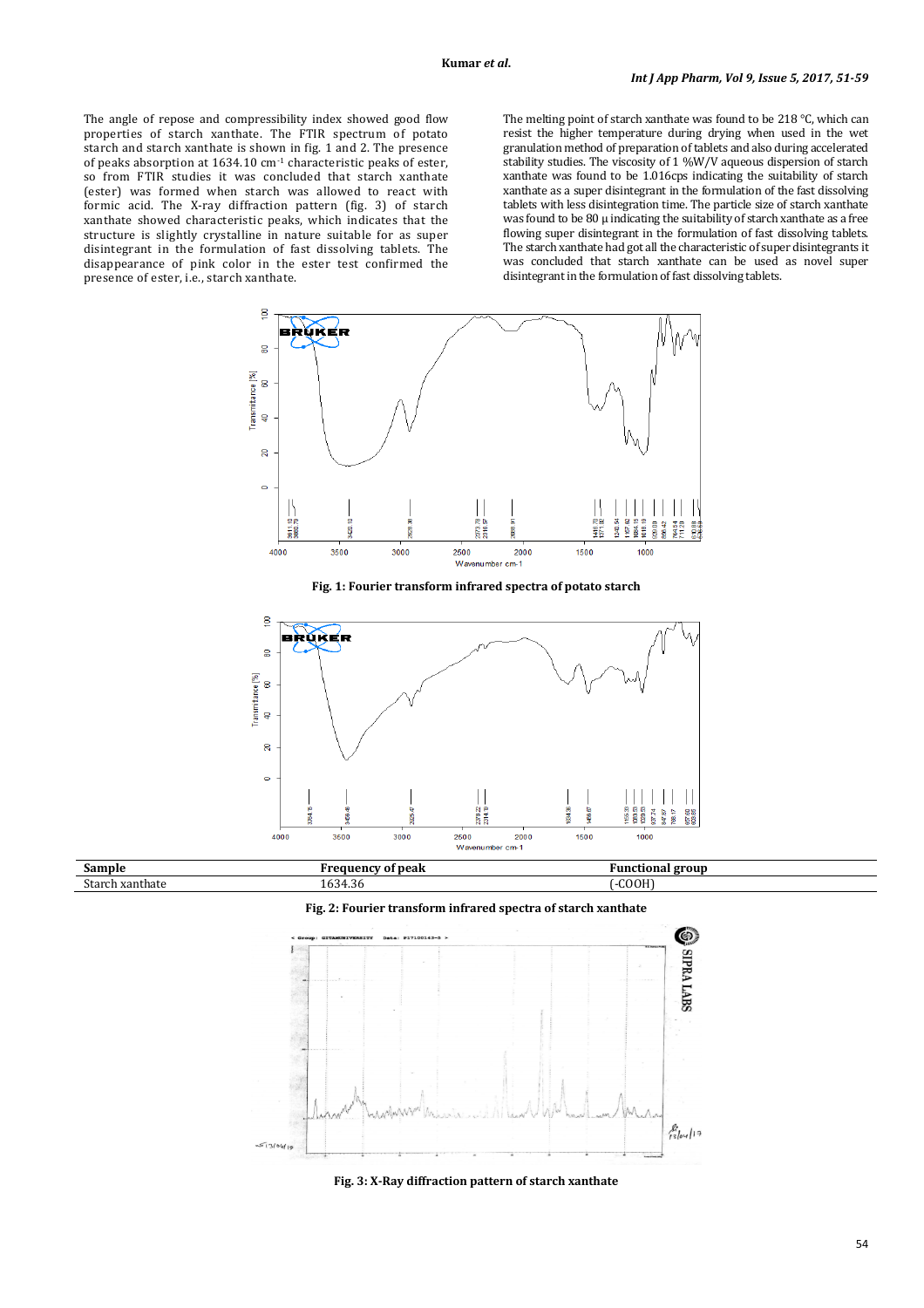The angle of repose and compressibility index showed good flow properties of starch xanthate. The FTIR spectrum of potato starch and starch xanthate is shown in fig. 1 and 2. The presence of peaks absorption at 1634.10 $cm^{-1}$ characteristic peaks of ester, so from FTIR studies it was concluded that starch xanthate (ester) was formed when starch was allowed to react with formic acid. The X-ray diffraction pattern (fig. 3) of starch xanthate showed characteristic peaks, which indicates that the structure is slightly crystalline in nature suitable for as super disintegrant in the formulation of fast dissolving tablets. The disappearance of pink color in the ester test confirmed the presence of ester, i.e., starch xanthate.

The melting point of starch xanthate was found to be 218 °C, which can resist the higher temperature during drying when used in the wet granulation method of preparation of tablets and also during accelerated stability studies. The viscosity of 1 %W/V aqueous dispersion of starch xanthate was found to be 1.016cps indicating the suitability of starch xanthate as a super disintegrant in the formulation of the fast dissolving tablets with less disintegration time. The particle size of starch xanthate was found to be 80 µ indicating the suitability of starch xanthate as a free flowing super disintegrant in the formulation of fast dissolving tablets. The starch xanthate had got all the characteristic of super disintegrants it was concluded that starch xanthate can be used as novel super disintegrant in the formulation of fast dissolving tablets.

**Fig. 1: Fourier transform infrared spectra of potato starch**

| Sample | Frequency of peak | Functional group |
|---|---|---|
| Starch xanthate | 1634.36 | (-COOH) |

**Fig. 2: Fourier transform infrared spectra of starch xanthate**

**Fig. 3: X-Ray diffraction pattern of starch xanthate**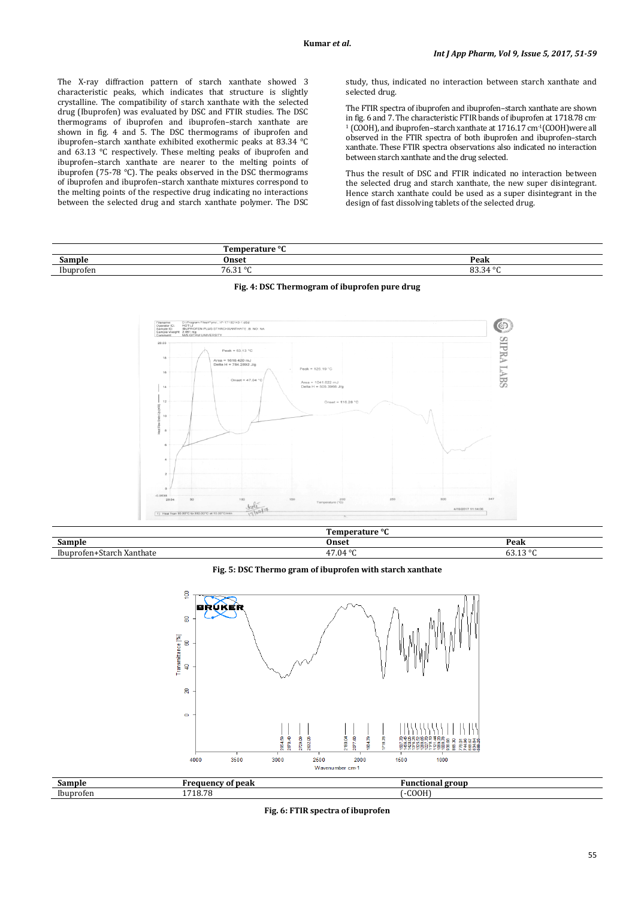The X-ray diffraction pattern of starch xanthate showed 3 characteristic peaks, which indicates that structure is slightly crystalline. The compatibility of starch xanthate with the selected drug (Ibuprofen) was evaluated by DSC and FTIR studies. The DSC thermograms of ibuprofen and ibuprofen–starch xanthate are shown in fig. 4 and 5. The DSC thermograms of ibuprofen and ibuprofen–starch xanthate exhibited exothermic peaks at 83.34 °C and 63.13 °C respectively. These melting peaks of ibuprofen and ibuprofen–starch xanthate are nearer to the melting points of ibuprofen (75-78 °C). The peaks observed in the DSC thermograms of ibuprofen and ibuprofen–starch xanthate mixtures correspond to the melting points of the respective drug indicating no interactions between the selected drug and starch xanthate polymer. The DSC study, thus, indicated no interaction between starch xanthate and selected drug.

The FTIR spectra of ibuprofen and ibuprofen–starch xanthate are shown in fig. 6 and 7. The characteristic FTIR bands of ibuprofen at 1718.78 cm$^{-1}$ (COOH), and ibuprofen–starch xanthate at 1716.17 cm$^{-1}$(COOH)were all observed in the FTIR spectra of both ibuprofen and ibuprofen–starch xanthate. These FTIR spectra observations also indicated no interaction between starch xanthate and the drug selected.

Thus the result of DSC and FTIR indicated no interaction between the selected drug and starch xanthate, the new super disintegrant. Hence starch xanthate could be used as a super disintegrant in the design of fast dissolving tablets of the selected drug.

| | Temperature °C | |
|---|---|---|
| Sample | Onset | Peak |
| Ibuprofen | 76.31 °C | 83.34 °C |

Fig. 4: DSC Thermogram of ibuprofen pure drug

| | Temperature °C | |
|---|---|---|
| Sample | Onset | Peak |
| Ibuprofen+Starch Xanthate | 47.04 °C | 63.13 °C |

Fig. 5: DSC Thermo gram of ibuprofen with starch xanthate

| Sample | Frequency of peak | Functional group |
|---|---|---|
| Ibuprofen | 1718.78 | (-COOH) |

Fig. 6: FTIR spectra of ibuprofen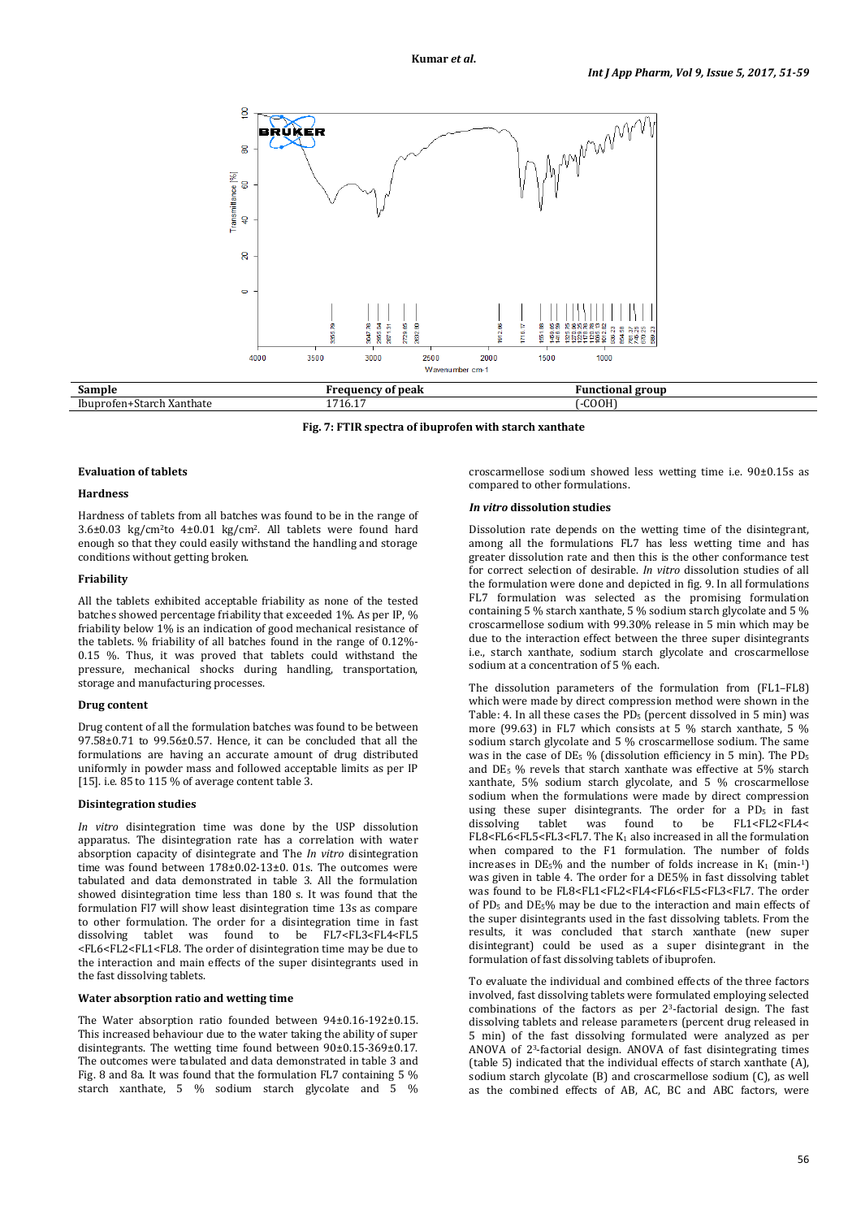| Sample | Frequency of peak | Functional group |
| --- | --- | --- |
| Ibuprofen+Starch Xanthate | 1716.17 | (-COOH) |

**Fig. 7: FTIR spectra of ibuprofen with starch xanthate**

### Evaluation of tablets

#### Hardness

Hardness of tablets from all batches was found to be in the range of 3.6±0.03 kg/cm²to 4±0.01 kg/cm². All tablets were found hard enough so that they could easily withstand the handling and storage conditions without getting broken.

#### Friability

All the tablets exhibited acceptable friability as none of the tested batches showed percentage friability that exceeded 1%. As per IP, % friability below 1% is an indication of good mechanical resistance of the tablets. % friability of all batches found in the range of 0.12%-0.15 %. Thus, it was proved that tablets could withstand the pressure, mechanical shocks during handling, transportation, storage and manufacturing processes.

#### Drug content

Drug content of all the formulation batches was found to be between 97.58±0.71 to 99.56±0.57. Hence, it can be concluded that all the formulations are having an accurate amount of drug distributed uniformly in powder mass and followed acceptable limits as per IP [15]. i.e. 85 to 115 % of average content table 3.

#### Disintegration studies

*In vitro* disintegration time was done by the USP dissolution apparatus. The disintegration rate has a correlation with water absorption capacity of disintegrate and The *In vitro* disintegration time was found between 178±0.02-13±0. 01s. The outcomes were tabulated and data demonstrated in table 3. All the formulation showed disintegration time less than 180 s. It was found that the formulation Fl7 will show least disintegration time 13s as compare to other formulation. The order for a disintegration time in fast dissolving tablet was found to be FL7<FL3<FL4<FL5 <FL6<FL2<FL1<FL8. The order of disintegration time may be due to the interaction and main effects of the super disintegrants used in the fast dissolving tablets.

#### Water absorption ratio and wetting time

The Water absorption ratio founded between 94±0.16-192±0.15. This increased behaviour due to the water taking the ability of super disintegrants. The wetting time found between 90±0.15-369±0.17. The outcomes were tabulated and data demonstrated in table 3 and Fig. 8 and 8a. It was found that the formulation FL7 containing 5 % starch xanthate, 5 % sodium starch glycolate and 5 % croscarmellose sodium showed less wetting time i.e. 90±0.15s as compared to other formulations.

#### *In vitro* dissolution studies

Dissolution rate depends on the wetting time of the disintegrant, among all the formulations FL7 has less wetting time and has greater dissolution rate and then this is the other conformance test for correct selection of desirable. *In vitro* dissolution studies of all the formulation were done and depicted in fig. 9. In all formulations FL7 formulation was selected as the promising formulation containing 5 % starch xanthate, 5 % sodium starch glycolate and 5 % croscarmellose sodium with 99.30% release in 5 min which may be due to the interaction effect between the three super disintegrants i.e., starch xanthate, sodium starch glycolate and croscarmellose sodium at a concentration of 5 % each.

The dissolution parameters of the formulation from (FL1–FL8) which were made by direct compression method were shown in the Table: 4. In all these cases the $PD_5$ (percent dissolved in 5 min) was more (99.63) in FL7 which consists at 5 % starch xanthate, 5 % sodium starch glycolate and 5 % croscarmellose sodium. The same was in the case of $DE_5$ % (dissolution efficiency in 5 min). The $PD_5$ and $DE_5$ % revels that starch xanthate was effective at 5% starch xanthate, 5% sodium starch glycolate, and 5 % croscarmellose sodium when the formulations were made by direct compression using these super disintegrants. The order for a $PD_5$ in fast dissolving tablet was found to be FL1<FL2<FL4< FL8<FL6<FL5<FL3<FL7. The $K_1$ also increased in all the formulation when compared to the F1 formulation. The number of folds increases in $DE_5$% and the number of folds increase in $K_1$ ($min^{-1}$) was given in table 4. The order for a DE5% in fast dissolving tablet was found to be FL8<FL1<FL2<FL4<FL6<FL5<FL3<FL7. The order of $PD_5$ and $DE_5$% may be due to the interaction and main effects of the super disintegrants used in the fast dissolving tablets. From the results, it was concluded that starch xanthate (new super disintegrant) could be used as a super disintegrant in the formulation of fast dissolving tablets of ibuprofen.

To evaluate the individual and combined effects of the three factors involved, fast dissolving tablets were formulated employing selected combinations of the factors as per $2^3$-factorial design. The fast dissolving tablets and release parameters (percent drug released in 5 min) of the fast dissolving formulated were analyzed as per ANOVA of $2^3$-factorial design. ANOVA of fast disintegrating times (table 5) indicated that the individual effects of starch xanthate (A), sodium starch glycolate (B) and croscarmellose sodium (C), as well as the combined effects of AB, AC, BC and ABC factors, were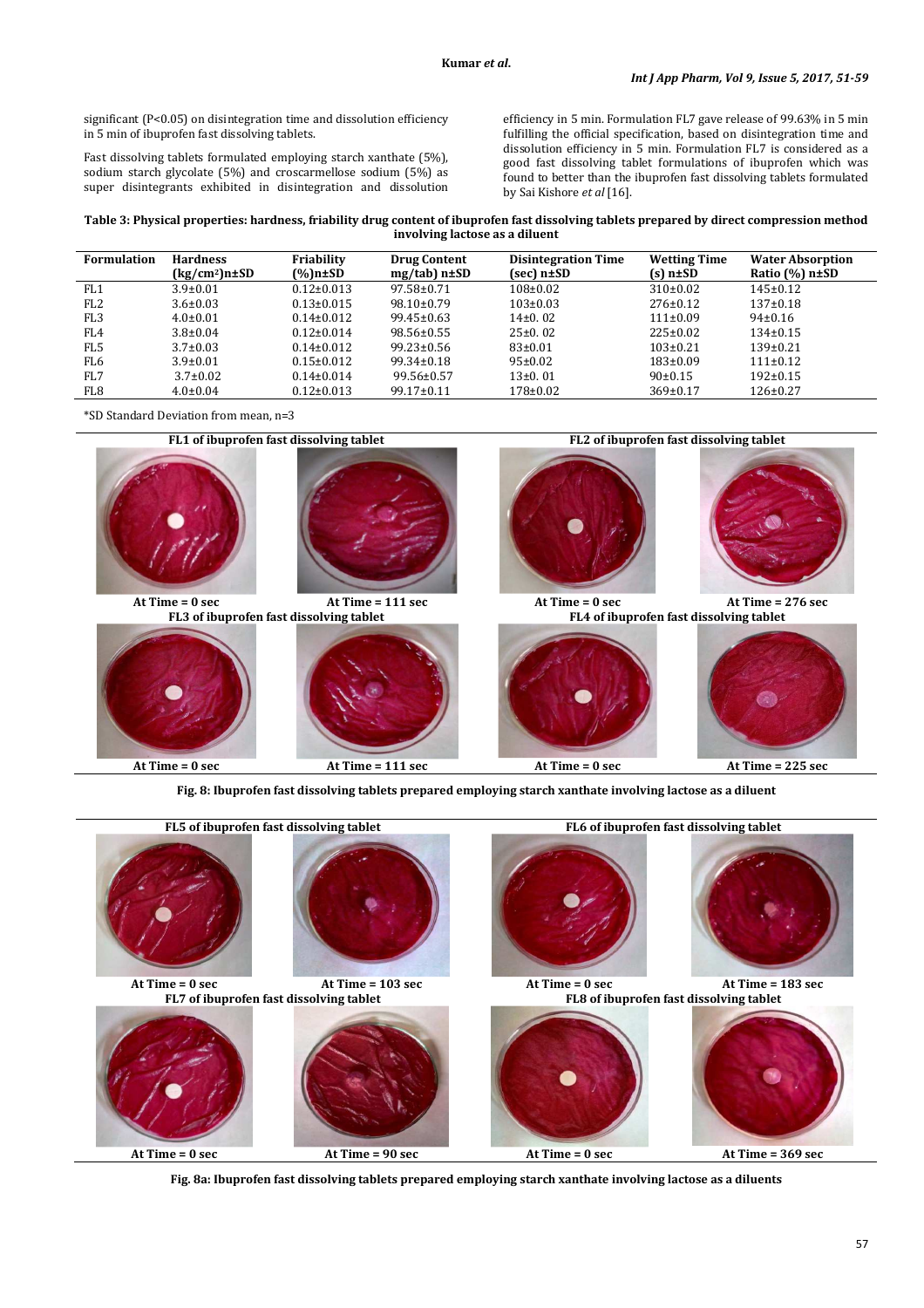significant (P<0.05) on disintegration time and dissolution efficiency in 5 min of ibuprofen fast dissolving tablets.

Fast dissolving tablets formulated employing starch xanthate (5%), sodium starch glycolate (5%) and croscarmellose sodium (5%) as super disintegrants exhibited in disintegration and dissolution efficiency in 5 min. Formulation FL7 gave release of 99.63% in 5 min fulfilling the official specification, based on disintegration time and dissolution efficiency in 5 min. Formulation FL7 is considered as a good fast dissolving tablet formulations of ibuprofen which was found to better than the ibuprofen fast dissolving tablets formulated by Sai Kishore *et al* [16].

**Table 3: Physical properties: hardness, friability drug content of ibuprofen fast dissolving tablets prepared by direct compression method involving lactose as a diluent**

| Formulation | Hardness ($kg/cm^2$)n±SD | Friability (%)n±SD | Drug Content mg/tab) n±SD | Disintegration Time (sec) n±SD | Wetting Time (s) n±SD | Water Absorption Ratio (%) n±SD |
|---|---|---|---|---|---|---|
| FL1 | 3.9±0.01 | 0.12±0.013 | 97.58±0.71 | 108±0.02 | 310±0.02 | 145±0.12 |
| FL2 | 3.6±0.03 | 0.13±0.015 | 98.10±0.79 | 103±0.03 | 276±0.12 | 137±0.18 |
| FL3 | 4.0±0.01 | 0.14±0.012 | 99.45±0.63 | 14±0. 02 | 111±0.09 | 94±0.16 |
| FL4 | 3.8±0.04 | 0.12±0.014 | 98.56±0.55 | 25±0. 02 | 225±0.02 | 134±0.15 |
| FL5 | 3.7±0.03 | 0.14±0.012 | 99.23±0.56 | 83±0.01 | 103±0.21 | 139±0.21 |
| FL6 | 3.9±0.01 | 0.15±0.012 | 99.34±0.18 | 95±0.02 | 183±0.09 | 111±0.12 |
| FL7 | 3.7±0.02 | 0.14±0.014 | 99.56±0.57 | 13±0. 01 | 90±0.15 | 192±0.15 |
| FL8 | 4.0±0.04 | 0.12±0.013 | 99.17±0.11 | 178±0.02 | 369±0.17 | 126±0.27 |

*SD Standard Deviation from mean, n=3

FL1 of ibuprofen fast dissolving tablet: At Time = 0 sec; At Time = 111 sec

FL2 of ibuprofen fast dissolving tablet: At Time = 0 sec; At Time = 276 sec

FL3 of ibuprofen fast dissolving tablet: At Time = 0 sec; At Time = 111 sec

FL4 of ibuprofen fast dissolving tablet: At Time = 0 sec; At Time = 225 sec

**Fig. 8: Ibuprofen fast dissolving tablets prepared employing starch xanthate involving lactose as a diluent**

FL5 of ibuprofen fast dissolving tablet: At Time = 0 sec; At Time = 103 sec

FL6 of ibuprofen fast dissolving tablet: At Time = 0 sec; At Time = 183 sec

FL7 of ibuprofen fast dissolving tablet: At Time = 0 sec; At Time = 90 sec

FL8 of ibuprofen fast dissolving tablet: At Time = 0 sec; At Time = 369 sec

**Fig. 8a: Ibuprofen fast dissolving tablets prepared employing starch xanthate involving lactose as a diluents**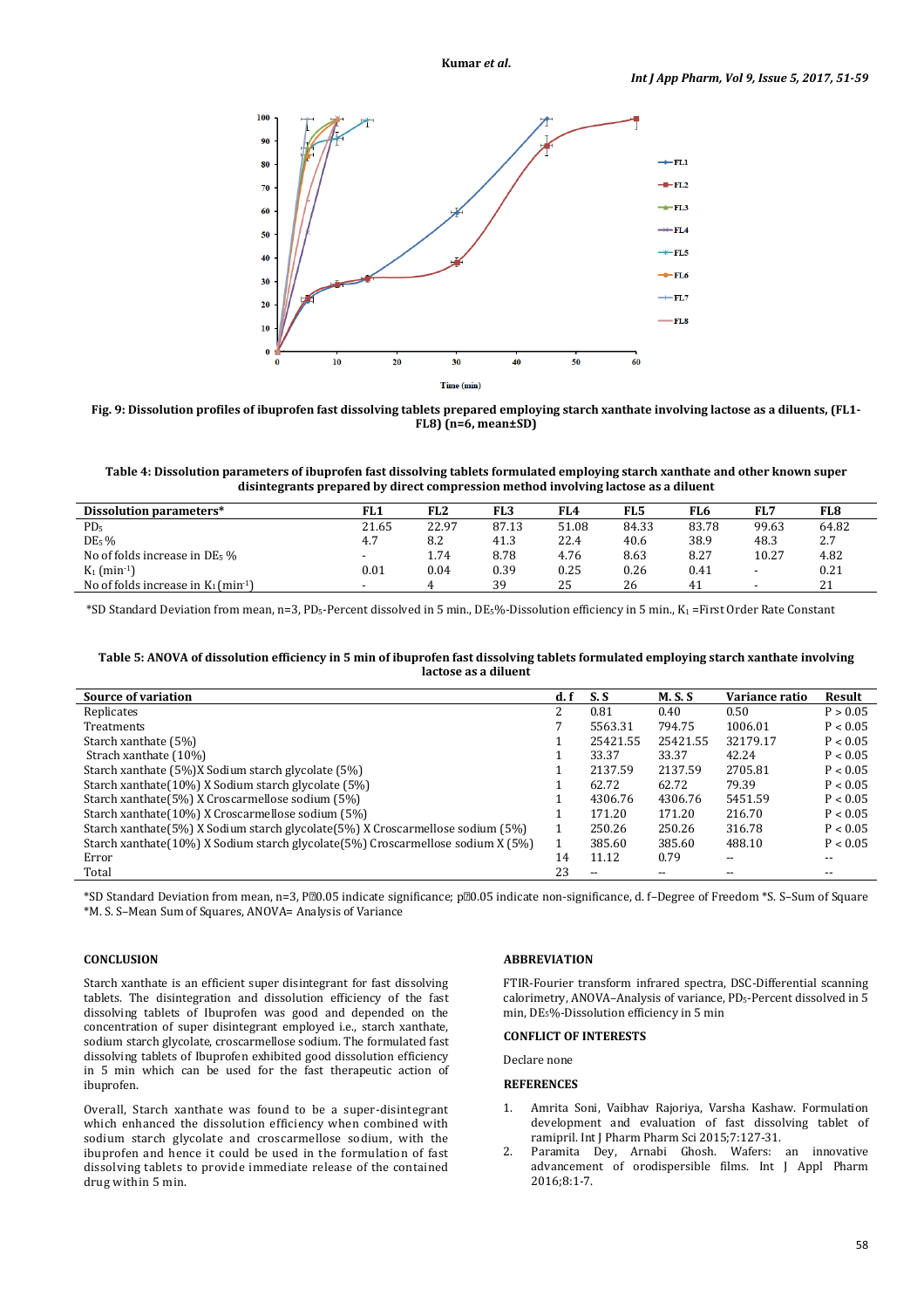Fig. 9: Dissolution profiles of ibuprofen fast dissolving tablets prepared employing starch xanthate involving lactose as a diluents, (FL1-FL8) (n=6, mean±SD)

**Table 4: Dissolution parameters of ibuprofen fast dissolving tablets formulated employing starch xanthate and other known super disintegrants prepared by direct compression method involving lactose as a diluent**

| Dissolution parameters* | FL1 | FL2 | FL3 | FL4 | FL5 | FL6 | FL7 | FL8 |
|---|---|---|---|---|---|---|---|---|
| $PD_5$ | 21.65 | 22.97 | 87.13 | 51.08 | 84.33 | 83.78 | 99.63 | 64.82 |
| $DE_5$ % | 4.7 | 8.2 | 41.3 | 22.4 | 40.6 | 38.9 | 48.3 | 2.7 |
| No of folds increase in $DE_5$ % | - | 1.74 | 8.78 | 4.76 | 8.63 | 8.27 | 10.27 | 4.82 |
| $K_1$ ($min^{-1}$) | 0.01 | 0.04 | 0.39 | 0.25 | 0.26 | 0.41 | - | 0.21 |
| No of folds increase in $K_1$ ($min^{-1}$) | - | 4 | 39 | 25 | 26 | 41 | - | 21 |

*SD Standard Deviation from mean, n=3, $PD_5$-Percent dissolved in 5 min., $DE_5$%-Dissolution efficiency in 5 min., $K_1$ =First Order Rate Constant

**Table 5: ANOVA of dissolution efficiency in 5 min of ibuprofen fast dissolving tablets formulated employing starch xanthate involving lactose as a diluent**

| Source of variation | d. f | S. S | M. S. S | Variance ratio | Result |
|---|---|---|---|---|---|
| Replicates | 2 | 0.81 | 0.40 | 0.50 | $P > 0.05$ |
| Treatments | 7 | 5563.31 | 794.75 | 1006.01 | $P < 0.05$ |
| Starch xanthate (5%) | 1 | 25421.55 | 25421.55 | 32179.17 | $P < 0.05$ |
| Strach xanthate (10%) | 1 | 33.37 | 33.37 | 42.24 | $P < 0.05$ |
| Starch xanthate (5%)X Sodium starch glycolate (5%) | 1 | 2137.59 | 2137.59 | 2705.81 | $P < 0.05$ |
| Starch xanthate(10%) X Sodium starch glycolate (5%) | 1 | 62.72 | 62.72 | 79.39 | $P < 0.05$ |
| Starch xanthate(5%) X Croscarmellose sodium (5%) | 1 | 4306.76 | 4306.76 | 5451.59 | $P < 0.05$ |
| Starch xanthate(10%) X Croscarmellose sodium (5%) | 1 | 171.20 | 171.20 | 216.70 | $P < 0.05$ |
| Starch xanthate(5%) X Sodium starch glycolate(5%) X Croscarmellose sodium (5%) | 1 | 250.26 | 250.26 | 316.78 | $P < 0.05$ |
| Starch xanthate(10%) X Sodium starch glycolate(5%) Croscarmellose sodium X (5%) | 1 | 385.60 | 385.60 | 488.10 | $P < 0.05$ |
| Error | 14 | 11.12 | 0.79 | -- | -- |
| Total | 23 | -- | -- | -- | -- |

*SD Standard Deviation from mean, n=3, P<0.05 indicate significance; p>0.05 indicate non-significance, d. f–Degree of Freedom *S. S–Sum of Square *M. S. S–Mean Sum of Squares, ANOVA= Analysis of Variance

## CONCLUSION

Starch xanthate is an efficient super disintegrant for fast dissolving tablets. The disintegration and dissolution efficiency of the fast dissolving tablets of Ibuprofen was good and depended on the concentration of super disintegrant employed i.e., starch xanthate, sodium starch glycolate, croscarmellose sodium. The formulated fast dissolving tablets of Ibuprofen exhibited good dissolution efficiency in 5 min which can be used for the fast therapeutic action of ibuprofen.

Overall, Starch xanthate was found to be a super-disintegrant which enhanced the dissolution efficiency when combined with sodium starch glycolate and croscarmellose sodium, with the ibuprofen and hence it could be used in the formulation of fast dissolving tablets to provide immediate release of the contained drug within 5 min.

## ABBREVIATION

FTIR-Fourier transform infrared spectra, DSC-Differential scanning calorimetry, ANOVA–Analysis of variance, $PD_5$-Percent dissolved in 5 min, $DE_5$%-Dissolution efficiency in 5 min

## CONFLICT OF INTERESTS

Declare none

## REFERENCES

1. Amrita Soni, Vaibhav Rajoriya, Varsha Kashaw. Formulation development and evaluation of fast dissolving tablet of ramipril. Int J Pharm Pharm Sci 2015;7:127-31.
2. Paramita Dey, Arnabi Ghosh. Wafers: an innovative advancement of orodispersible films. Int J Appl Pharm 2016;8:1-7.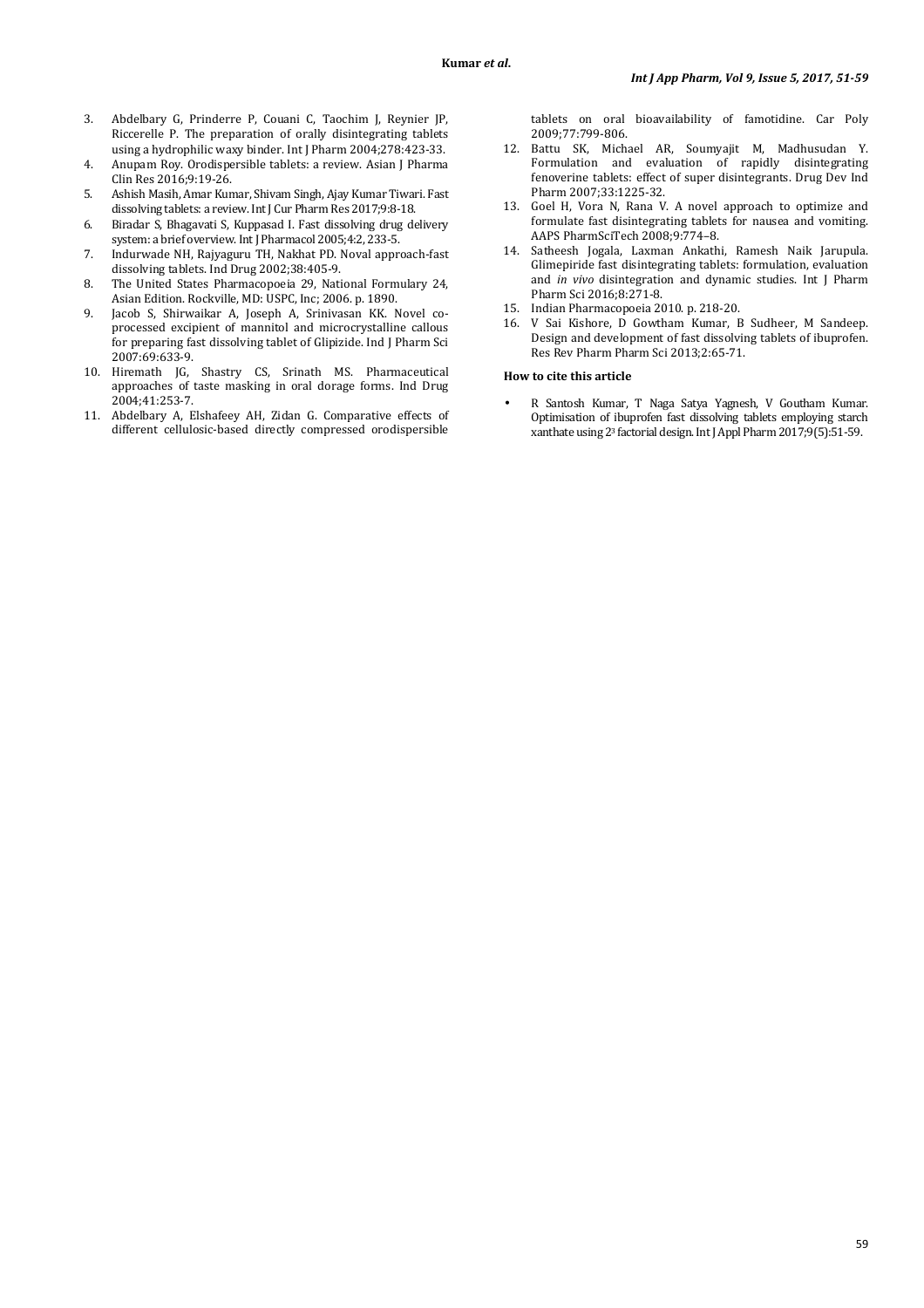3. Abdelbary G, Prinderre P, Couani C, Taochim J, Reynier JP, Riccerelle P. The preparation of orally disintegrating tablets using a hydrophilic waxy binder. Int J Pharm 2004;278:423-33.
4. Anupam Roy. Orodispersible tablets: a review. Asian J Pharma Clin Res 2016;9:19-26.
5. Ashish Masih, Amar Kumar, Shivam Singh, Ajay Kumar Tiwari. Fast dissolving tablets: a review. Int J Cur Pharm Res 2017;9:8-18.
6. Biradar S, Bhagavati S, Kuppasad I. Fast dissolving drug delivery system: a brief overview. Int J Pharmacol 2005;4:2, 233-5.
7. Indurwade NH, Rajyaguru TH, Nakhat PD. Noval approach-fast dissolving tablets. Ind Drug 2002;38:405-9.
8. The United States Pharmacopoeia 29, National Formulary 24, Asian Edition. Rockville, MD: USPC, Inc; 2006. p. 1890.
9. Jacob S, Shirwaikar A, Joseph A, Srinivasan KK. Novel co-processed excipient of mannitol and microcrystalline callous for preparing fast dissolving tablet of Glipizide. Ind J Pharm Sci 2007:69:633-9.
10. Hiremath JG, Shastry CS, Srinath MS. Pharmaceutical approaches of taste masking in oral dorage forms. Ind Drug 2004;41:253-7.
11. Abdelbary A, Elshafeey AH, Zidan G. Comparative effects of different cellulosic-based directly compressed orodispersible tablets on oral bioavailability of famotidine. Car Poly 2009;77:799-806.
12. Battu SK, Michael AR, Soumyajit M, Madhusudan Y. Formulation and evaluation of rapidly disintegrating fenoverine tablets: effect of super disintegrants. Drug Dev Ind Pharm 2007;33:1225-32.
13. Goel H, Vora N, Rana V. A novel approach to optimize and formulate fast disintegrating tablets for nausea and vomiting. AAPS PharmSciTech 2008;9:774–8.
14. Satheesh Jogala, Laxman Ankathi, Ramesh Naik Jarupula. Glimepiride fast disintegrating tablets: formulation, evaluation and *in vivo* disintegration and dynamic studies. Int J Pharm Pharm Sci 2016;8:271-8.
15. Indian Pharmacopoeia 2010. p. 218-20.
16. V Sai Kishore, D Gowtham Kumar, B Sudheer, M Sandeep. Design and development of fast dissolving tablets of ibuprofen. Res Rev Pharm Pharm Sci 2013;2:65-71.

**How to cite this article**

- R Santosh Kumar, T Naga Satya Yagnesh, V Goutham Kumar. Optimisation of ibuprofen fast dissolving tablets employing starch xanthate using $2^3$ factorial design. Int J Appl Pharm 2017;9(5):51-59.